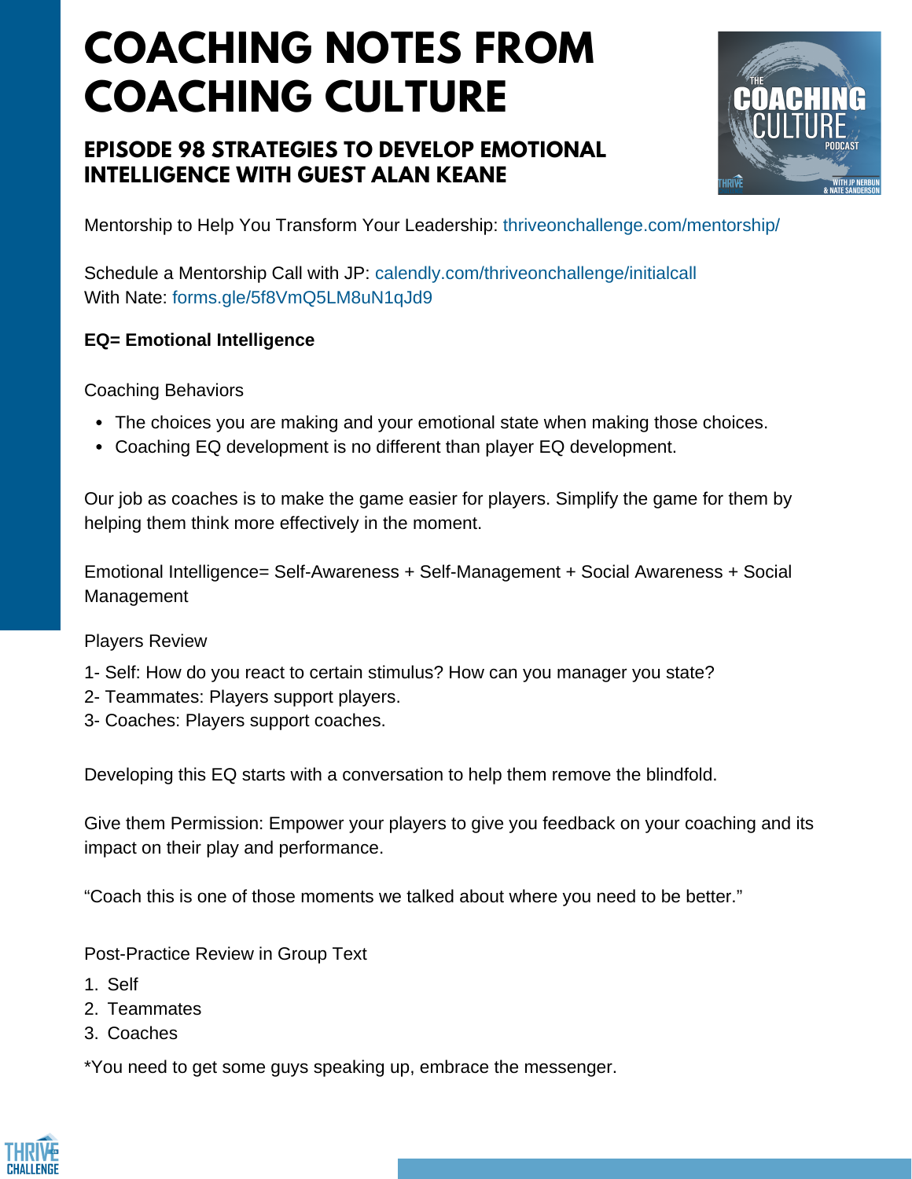# COACHING NOTES FROM COACHING CULTURE

## EPISODE 98 STRATEGIES TO DEVELOP EMOTIONAL INTELLIGENCE WITH GUEST ALAN KEANE

Mentorship to Help You Transform Your Leadership: thriveonchallenge.com/mentorship/

Schedule a Mentorship Call with JP: calendly.com/thriveonchallenge/initialcall
With Nate: forms.gle/5f8VmQ5LM8uN1qJd9

**EQ= Emotional Intelligence**

Coaching Behaviors

- The choices you are making and your emotional state when making those choices.
- Coaching EQ development is no different than player EQ development.

Our job as coaches is to make the game easier for players. Simplify the game for them by helping them think more effectively in the moment.

Emotional Intelligence= Self-Awareness + Self-Management + Social Awareness + Social Management

Players Review

1- Self: How do you react to certain stimulus? How can you manager you state?
2- Teammates: Players support players.
3- Coaches: Players support coaches.

Developing this EQ starts with a conversation to help them remove the blindfold.

Give them Permission: Empower your players to give you feedback on your coaching and its impact on their play and performance.

"Coach this is one of those moments we talked about where you need to be better."

Post-Practice Review in Group Text

1. Self
2. Teammates
3. Coaches

*You need to get some guys speaking up, embrace the messenger.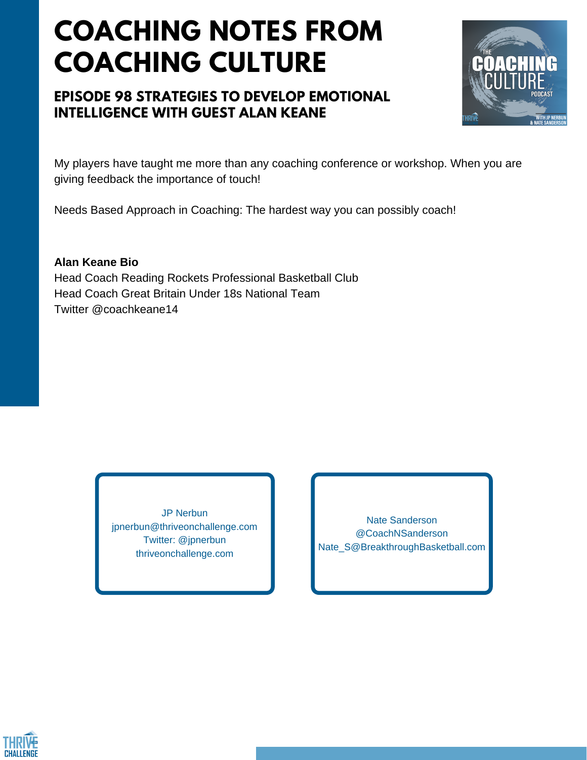# COACHING NOTES FROM COACHING CULTURE

## EPISODE 98 STRATEGIES TO DEVELOP EMOTIONAL INTELLIGENCE WITH GUEST ALAN KEANE

My players have taught me more than any coaching conference or workshop. When you are giving feedback the importance of touch!

Needs Based Approach in Coaching: The hardest way you can possibly coach!

**Alan Keane Bio**
Head Coach Reading Rockets Professional Basketball Club
Head Coach Great Britain Under 18s National Team
Twitter @coachkeane14

JP Nerbun
jpnerbun@thriveonchallenge.com
Twitter: @jpnerbun
thriveonchallenge.com

Nate Sanderson
@CoachNSanderson
Nate_S@BreakthroughBasketball.com